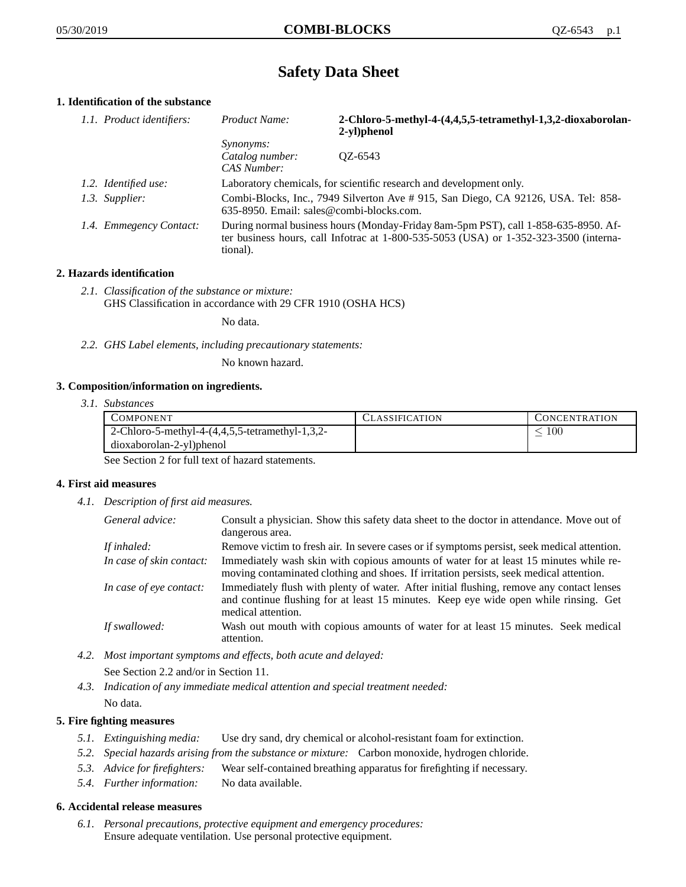# Safety Data Sheet

## 1. Identification of the substance

*1.1. Product identifiers:*

*Product Name:* **2-Chloro-5-methyl-4-(4,4,5,5-tetramethyl-1,3,2-dioxaborolan-2-yl)phenol**

*Synonyms:*

*Catalog number:* QZ-6543

*CAS Number:*

*1.2. Identified use:* Laboratory chemicals, for scientific research and development only.

*1.3. Supplier:* Combi-Blocks, Inc., 7949 Silverton Ave # 915, San Diego, CA 92126, USA. Tel: 858-635-8950. Email: sales@combi-blocks.com.

*1.4. Emmegency Contact:* During normal business hours (Monday-Friday 8am-5pm PST), call 1-858-635-8950. After business hours, call Infotrac at 1-800-535-5053 (USA) or 1-352-323-3500 (international).

## 2. Hazards identification

*2.1. Classification of the substance or mixture:*
GHS Classification in accordance with 29 CFR 1910 (OSHA HCS)

No data.

*2.2. GHS Label elements, including precautionary statements:*

No known hazard.

## 3. Composition/information on ingredients.

*3.1. Substances*

| COMPONENT | CLASSIFICATION | CONCENTRATION |
|---|---|---|
| 2-Chloro-5-methyl-4-(4,4,5,5-tetramethyl-1,3,2-dioxaborolan-2-yl)phenol | | $\leq 100$ |

See Section 2 for full text of hazard statements.

## 4. First aid measures

*4.1. Description of first aid measures.*

*General advice:* Consult a physician. Show this safety data sheet to the doctor in attendance. Move out of dangerous area.

*If inhaled:* Remove victim to fresh air. In severe cases or if symptoms persist, seek medical attention.

*In case of skin contact:* Immediately wash skin with copious amounts of water for at least 15 minutes while removing contaminated clothing and shoes. If irritation persists, seek medical attention.

*In case of eye contact:* Immediately flush with plenty of water. After initial flushing, remove any contact lenses and continue flushing for at least 15 minutes. Keep eye wide open while rinsing. Get medical attention.

*If swallowed:* Wash out mouth with copious amounts of water for at least 15 minutes. Seek medical attention.

*4.2. Most important symptoms and effects, both acute and delayed:*

See Section 2.2 and/or in Section 11.

*4.3. Indication of any immediate medical attention and special treatment needed:*

No data.

## 5. Fire fighting measures

*5.1. Extinguishing media:* Use dry sand, dry chemical or alcohol-resistant foam for extinction.

*5.2. Special hazards arising from the substance or mixture:* Carbon monoxide, hydrogen chloride.

*5.3. Advice for firefighters:* Wear self-contained breathing apparatus for firefighting if necessary.

*5.4. Further information:* No data available.

## 6. Accidental release measures

*6.1. Personal precautions, protective equipment and emergency procedures:*
Ensure adequate ventilation. Use personal protective equipment.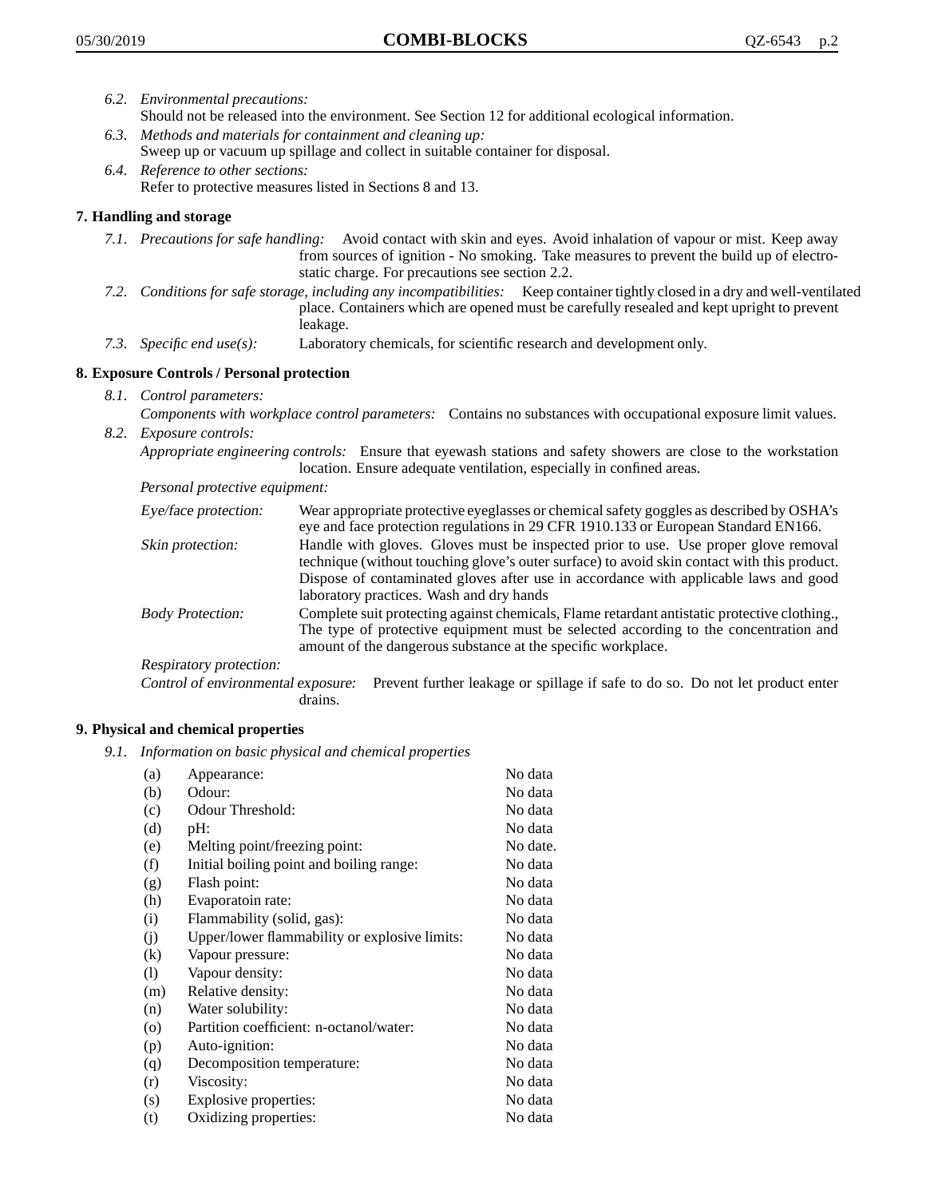*6.2. Environmental precautions:*
Should not be released into the environment. See Section 12 for additional ecological information.

*6.3. Methods and materials for containment and cleaning up:*
Sweep up or vacuum up spillage and collect in suitable container for disposal.

*6.4. Reference to other sections:*
Refer to protective measures listed in Sections 8 and 13.

## 7. Handling and storage

*7.1. Precautions for safe handling:* Avoid contact with skin and eyes. Avoid inhalation of vapour or mist. Keep away from sources of ignition - No smoking. Take measures to prevent the build up of electrostatic charge. For precautions see section 2.2.

*7.2. Conditions for safe storage, including any incompatibilities:* Keep container tightly closed in a dry and well-ventilated place. Containers which are opened must be carefully resealed and kept upright to prevent leakage.

*7.3. Specific end use(s):* Laboratory chemicals, for scientific research and development only.

## 8. Exposure Controls / Personal protection

*8.1. Control parameters:*
*Components with workplace control parameters:* Contains no substances with occupational exposure limit values.

*8.2. Exposure controls:*
*Appropriate engineering controls:* Ensure that eyewash stations and safety showers are close to the workstation location. Ensure adequate ventilation, especially in confined areas.

*Personal protective equipment:*

*Eye/face protection:* Wear appropriate protective eyeglasses or chemical safety goggles as described by OSHA's eye and face protection regulations in 29 CFR 1910.133 or European Standard EN166.

*Skin protection:* Handle with gloves. Gloves must be inspected prior to use. Use proper glove removal technique (without touching glove's outer surface) to avoid skin contact with this product. Dispose of contaminated gloves after use in accordance with applicable laws and good laboratory practices. Wash and dry hands

*Body Protection:* Complete suit protecting against chemicals, Flame retardant antistatic protective clothing., The type of protective equipment must be selected according to the concentration and amount of the dangerous substance at the specific workplace.

*Respiratory protection:*

*Control of environmental exposure:* Prevent further leakage or spillage if safe to do so. Do not let product enter drains.

## 9. Physical and chemical properties

*9.1. Information on basic physical and chemical properties*

| | | |
|---|---|---|
| (a) | Appearance: | No data |
| (b) | Odour: | No data |
| (c) | Odour Threshold: | No data |
| (d) | pH: | No data |
| (e) | Melting point/freezing point: | No date. |
| (f) | Initial boiling point and boiling range: | No data |
| (g) | Flash point: | No data |
| (h) | Evaporatoin rate: | No data |
| (i) | Flammability (solid, gas): | No data |
| (j) | Upper/lower flammability or explosive limits: | No data |
| (k) | Vapour pressure: | No data |
| (l) | Vapour density: | No data |
| (m) | Relative density: | No data |
| (n) | Water solubility: | No data |
| (o) | Partition coefficient: n-octanol/water: | No data |
| (p) | Auto-ignition: | No data |
| (q) | Decomposition temperature: | No data |
| (r) | Viscosity: | No data |
| (s) | Explosive properties: | No data |
| (t) | Oxidizing properties: | No data |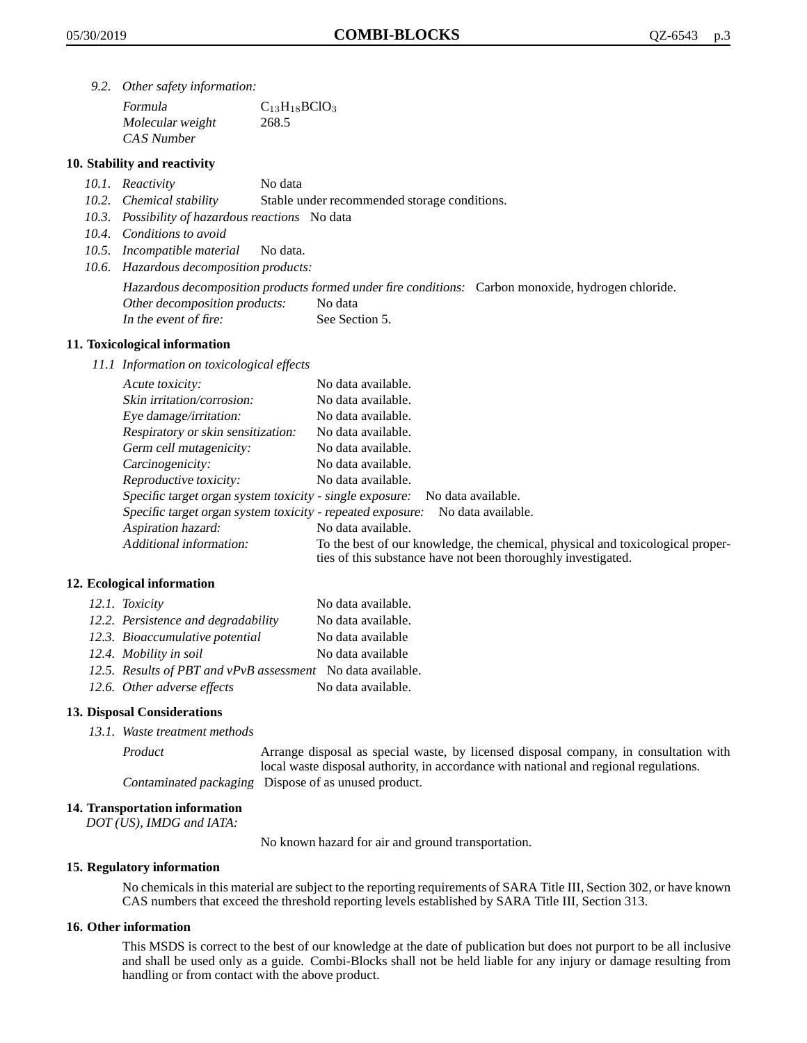*9.2. Other safety information:*

| | |
|---|---|
| *Formula* | $C_{13}H_{18}BClO_3$ |
| *Molecular weight* | 268.5 |
| *CAS Number* | |

## 10. Stability and reactivity

- *10.1. Reactivity* No data
- *10.2. Chemical stability* Stable under recommended storage conditions.
- *10.3. Possibility of hazardous reactions* No data
- *10.4. Conditions to avoid*
- *10.5. Incompatible material* No data.
- *10.6. Hazardous decomposition products:*

  *Hazardous decomposition products formed under fire conditions:* Carbon monoxide, hydrogen chloride.
  *Other decomposition products:* No data
  *In the event of fire:* See Section 5.

## 11. Toxicological information

*11.1 Information on toxicological effects*

| | |
|---|---|
| *Acute toxicity:* | No data available. |
| *Skin irritation/corrosion:* | No data available. |
| *Eye damage/irritation:* | No data available. |
| *Respiratory or skin sensitization:* | No data available. |
| *Germ cell mutagenicity:* | No data available. |
| *Carcinogenicity:* | No data available. |
| *Reproductive toxicity:* | No data available. |
| *Specific target organ system toxicity - single exposure:* | No data available. |
| *Specific target organ system toxicity - repeated exposure:* | No data available. |
| *Aspiration hazard:* | No data available. |
| *Additional information:* | To the best of our knowledge, the chemical, physical and toxicological properties of this substance have not been thoroughly investigated. |

## 12. Ecological information

| | |
|---|---|
| *12.1. Toxicity* | No data available. |
| *12.2. Persistence and degradability* | No data available. |
| *12.3. Bioaccumulative potential* | No data available |
| *12.4. Mobility in soil* | No data available |
| *12.5. Results of PBT and vPvB assessment* | No data available. |
| *12.6. Other adverse effects* | No data available. |

## 13. Disposal Considerations

*13.1. Waste treatment methods*

*Product* Arrange disposal as special waste, by licensed disposal company, in consultation with local waste disposal authority, in accordance with national and regional regulations.

*Contaminated packaging* Dispose of as unused product.

## 14. Transportation information

*DOT (US), IMDG and IATA:*

No known hazard for air and ground transportation.

## 15. Regulatory information

No chemicals in this material are subject to the reporting requirements of SARA Title III, Section 302, or have known CAS numbers that exceed the threshold reporting levels established by SARA Title III, Section 313.

## 16. Other information

This MSDS is correct to the best of our knowledge at the date of publication but does not purport to be all inclusive and shall be used only as a guide. Combi-Blocks shall not be held liable for any injury or damage resulting from handling or from contact with the above product.